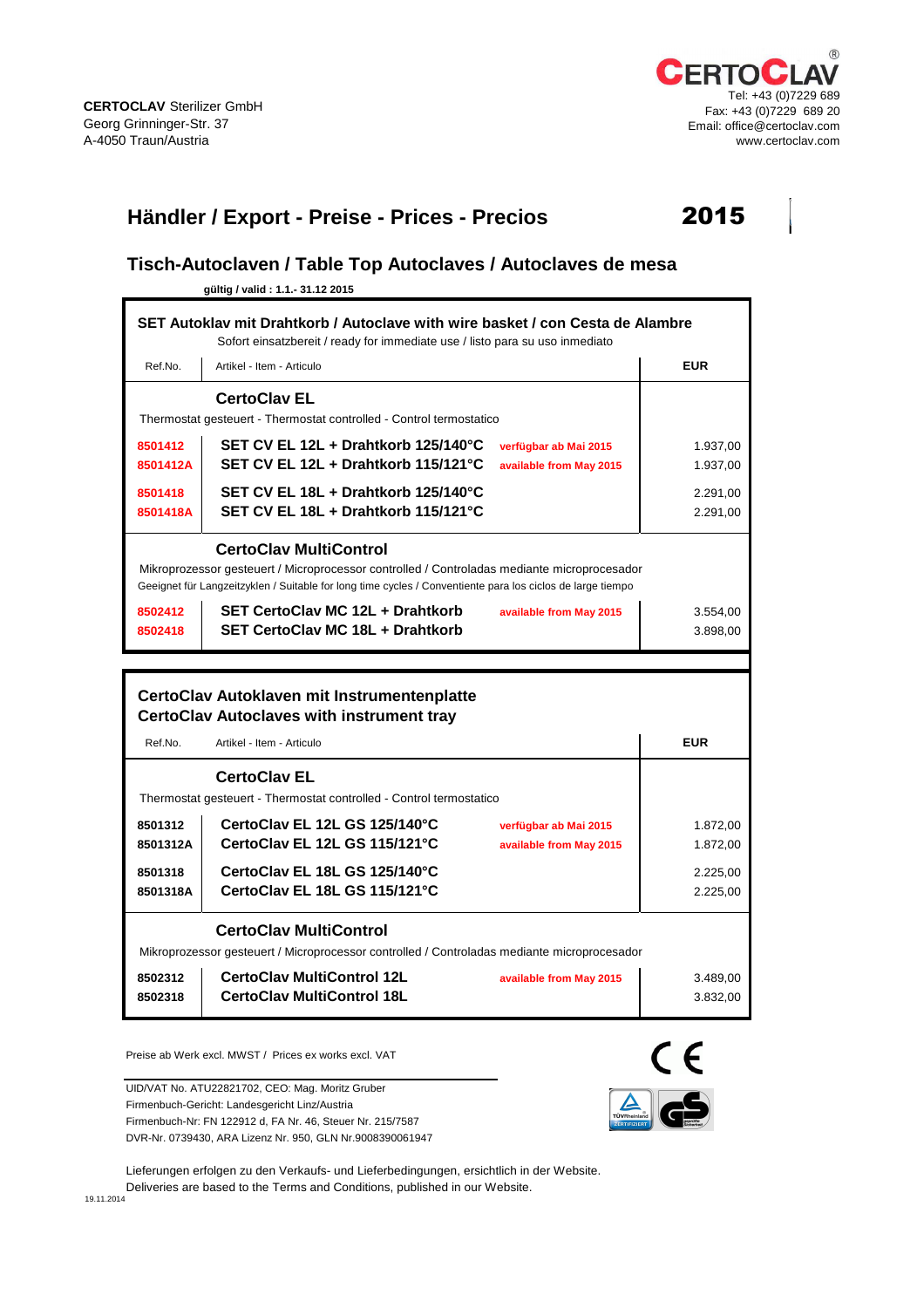**CERTOCLAV** Sterilizer GmbH
Georg Grinninger-Str. 37
A-4050 Traun/Austria

CERTOCLAV®
Tel: +43 (0)7229 689
Fax: +43 (0)7229 689 20
Email: office@certoclav.com
www.certoclav.com

# Händler / Export - Preise - Prices - Precios 2015

## Tisch-Autoclaven / Table Top Autoclaves / Autoclaves de mesa

**gültig / valid : 1.1.- 31.12 2015**

### SET Autoklav mit Drahtkorb / Autoclave with wire basket / con Cesta de Alambre

Sofort einsatzbereit / ready for immediate use / listo para su uso inmediato

| Ref.No. | Artikel - Item - Articulo | | EUR |
|---|---|---|---|
| | **CertoClav EL** | | |
| | Thermostat gesteuert - Thermostat controlled - Control termostatico | | |
| 8501412 | **SET CV EL 12L + Drahtkorb 125/140°C** | verfügbar ab Mai 2015 | 1.937,00 |
| 8501412A | **SET CV EL 12L + Drahtkorb 115/121°C** | available from May 2015 | 1.937,00 |
| 8501418 | **SET CV EL 18L + Drahtkorb 125/140°C** | | 2.291,00 |
| 8501418A | **SET CV EL 18L + Drahtkorb 115/121°C** | | 2.291,00 |
| | **CertoClav MultiControl** | | |
| | Mikroprozessor gesteuert / Microprocessor controlled / Controladas mediante microprocesador | | |
| | Geeignet für Langzeitzyklen / Suitable for long time cycles / Conventiente para los ciclos de large tiempo | | |
| 8502412 | **SET CertoClav MC 12L + Drahtkorb** | available from May 2015 | 3.554,00 |
| 8502418 | **SET CertoClav MC 18L + Drahtkorb** | | 3.898,00 |

### CertoClav Autoklaven mit Instrumentenplatte
### CertoClav Autoclaves with instrument tray

| Ref.No. | Artikel - Item - Articulo | | EUR |
|---|---|---|---|
| | **CertoClav EL** | | |
| | Thermostat gesteuert - Thermostat controlled - Control termostatico | | |
| 8501312 | **CertoClav EL 12L GS 125/140°C** | verfügbar ab Mai 2015 | 1.872,00 |
| 8501312A | **CertoClav EL 12L GS 115/121°C** | available from May 2015 | 1.872,00 |
| 8501318 | **CertoClav EL 18L GS 125/140°C** | | 2.225,00 |
| 8501318A | **CertoClav EL 18L GS 115/121°C** | | 2.225,00 |
| | **CertoClav MultiControl** | | |
| | Mikroprozessor gesteuert / Microprocessor controlled / Controladas mediante microprocesador | | |
| 8502312 | **CertoClav MultiControl 12L** | available from May 2015 | 3.489,00 |
| 8502318 | **CertoClav MultiControl 18L** | | 3.832,00 |

Preise ab Werk excl. MWST / Prices ex works excl. VAT

CE

UID/VAT No. ATU22821702, CEO: Mag. Moritz Gruber
Firmenbuch-Gericht: Landesgericht Linz/Austria
Firmenbuch-Nr: FN 122912 d, FA Nr. 46, Steuer Nr. 215/7587
DVR-Nr. 0739430, ARA Lizenz Nr. 950, GLN Nr.9008390061947

Lieferungen erfolgen zu den Verkaufs- und Lieferbedingungen, ersichtlich in der Website.
Deliveries are based to the Terms and Conditions, published in our Website.

19.11.2014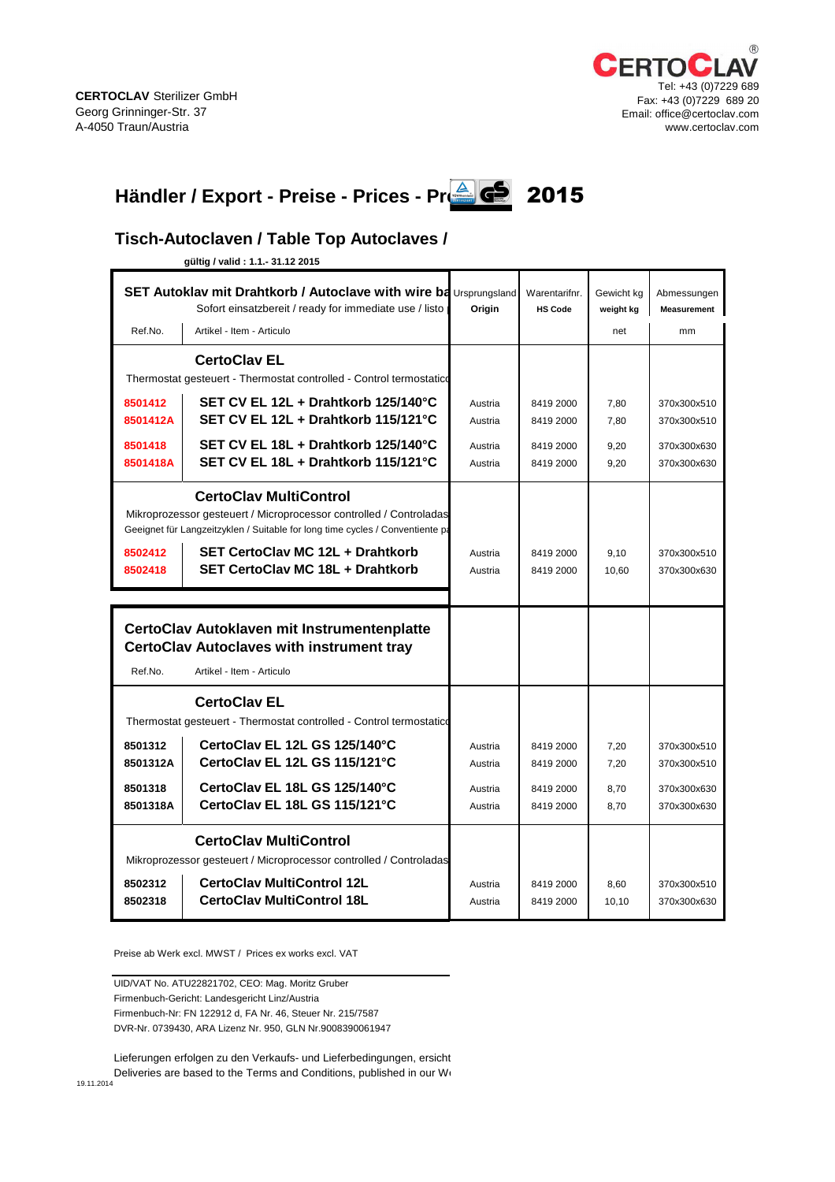**CERTOCLAV** Sterilizer GmbH
Georg Grinninger-Str. 37
A-4050 Traun/Austria

CERTOCLAV®
Tel: +43 (0)7229 689
Fax: +43 (0)7229 689 20
Email: office@certoclav.com
www.certoclav.com

# Händler / Export - Preise - Prices - Pr 2015

## Tisch-Autoclaven / Table Top Autoclaves /

**gültig / valid : 1.1.- 31.12 2015**

| Ref.No. | Artikel - Item - Articulo | Ursprungsland Origin | Warentarifnr. HS Code | Gewicht kg weight kg net | Abmessungen Measurement mm |
|---|---|---|---|---|---|
| | **SET Autoklav mit Drahtkorb / Autoclave with wire ba** Sofort einsatzbereit / ready for immediate use / listo | | | | |
| | **CertoClav EL** Thermostat gesteuert - Thermostat controlled - Control termostatico | | | | |
| 8501412 | **SET CV EL 12L + Drahtkorb 125/140°C** | Austria | 8419 2000 | 7,80 | 370x300x510 |
| 8501412A | **SET CV EL 12L + Drahtkorb 115/121°C** | Austria | 8419 2000 | 7,80 | 370x300x510 |
| 8501418 | **SET CV EL 18L + Drahtkorb 125/140°C** | Austria | 8419 2000 | 9,20 | 370x300x630 |
| 8501418A | **SET CV EL 18L + Drahtkorb 115/121°C** | Austria | 8419 2000 | 9,20 | 370x300x630 |
| | **CertoClav MultiControl** Mikroprozessor gesteuert / Microprocessor controlled / Controladas Geeignet für Langzeitzyklen / Suitable for long time cycles / Conventiente pa | | | | |
| 8502412 | **SET CertoClav MC 12L + Drahtkorb** | Austria | 8419 2000 | 9,10 | 370x300x510 |
| 8502418 | **SET CertoClav MC 18L + Drahtkorb** | Austria | 8419 2000 | 10,60 | 370x300x630 |

| Ref.No. | Artikel - Item - Articulo | Ursprungsland Origin | Warentarifnr. HS Code | Gewicht kg weight kg net | Abmessungen Measurement mm |
|---|---|---|---|---|---|
| | **CertoClav Autoklaven mit Instrumentenplatte** **CertoClav Autoclaves with instrument tray** | | | | |
| | **CertoClav EL** Thermostat gesteuert - Thermostat controlled - Control termostatico | | | | |
| 8501312 | **CertoClav EL 12L GS 125/140°C** | Austria | 8419 2000 | 7,20 | 370x300x510 |
| 8501312A | **CertoClav EL 12L GS 115/121°C** | Austria | 8419 2000 | 7,20 | 370x300x510 |
| 8501318 | **CertoClav EL 18L GS 125/140°C** | Austria | 8419 2000 | 8,70 | 370x300x630 |
| 8501318A | **CertoClav EL 18L GS 115/121°C** | Austria | 8419 2000 | 8,70 | 370x300x630 |
| | **CertoClav MultiControl** Mikroprozessor gesteuert / Microprocessor controlled / Controladas | | | | |
| 8502312 | **CertoClav MultiControl 12L** | Austria | 8419 2000 | 8,60 | 370x300x510 |
| 8502318 | **CertoClav MultiControl 18L** | Austria | 8419 2000 | 10,10 | 370x300x630 |

Preise ab Werk excl. MWST / Prices ex works excl. VAT

UID/VAT No. ATU22821702, CEO: Mag. Moritz Gruber
Firmenbuch-Gericht: Landesgericht Linz/Austria
Firmenbuch-Nr: FN 122912 d, FA Nr. 46, Steuer Nr. 215/7587
DVR-Nr. 0739430, ARA Lizenz Nr. 950, GLN Nr.9008390061947

Lieferungen erfolgen zu den Verkaufs- und Lieferbedingungen, ersicht
Deliveries are based to the Terms and Conditions, published in our W

19.11.2014